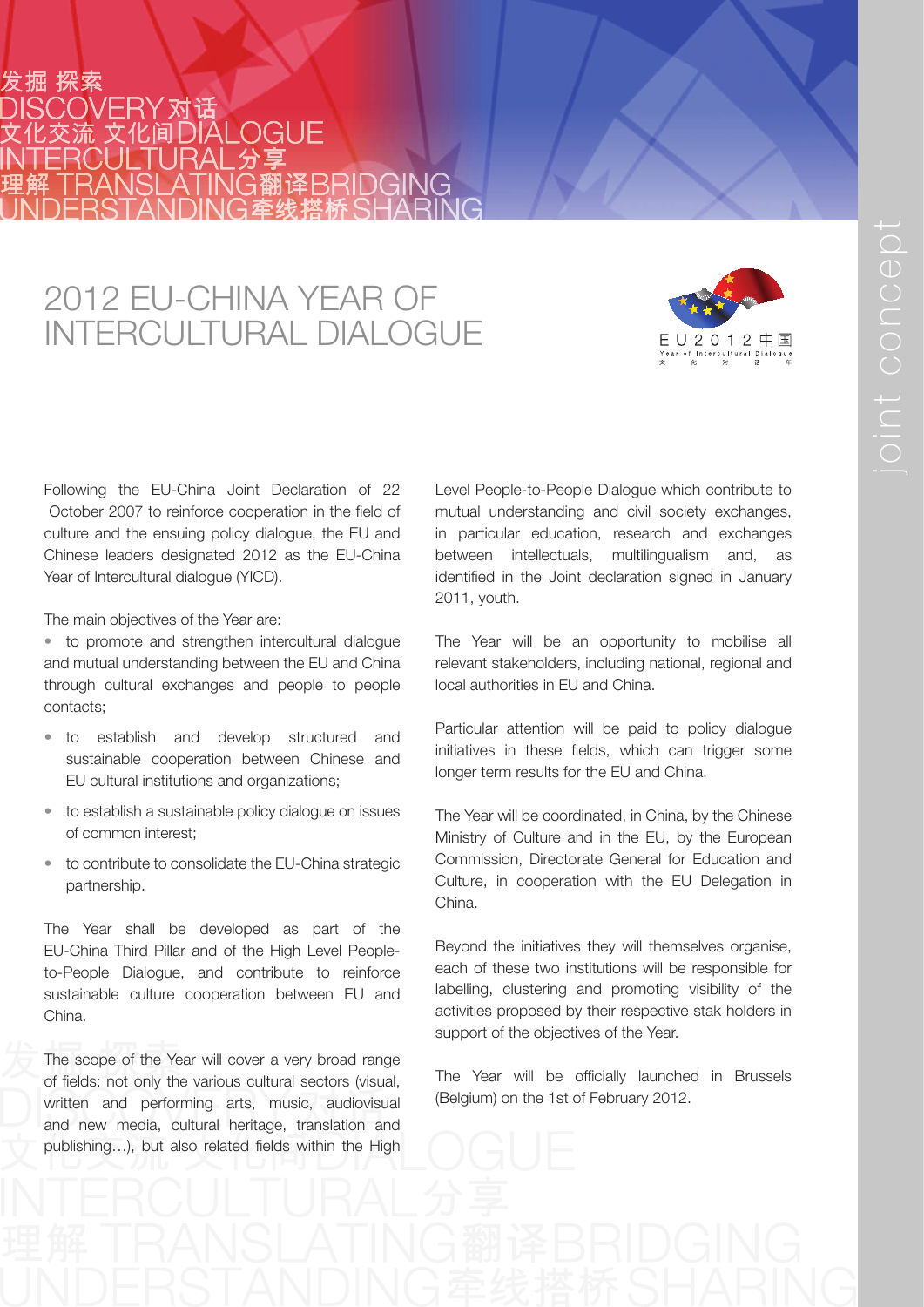发掘 探索
DISCOVERY对话
文化交流 文化间DIALOGUE
INTERCULTURAL分享
理解 TRANSLATING翻译BRIDGING
UNDERSTANDING牵线搭桥SHARING

# 2012 EU-CHINA YEAR OF INTERCULTURAL DIALOGUE

Following the EU-China Joint Declaration of 22 October 2007 to reinforce cooperation in the field of culture and the ensuing policy dialogue, the EU and Chinese leaders designated 2012 as the EU-China Year of Intercultural dialogue (YICD).

The main objectives of the Year are:

- to promote and strengthen intercultural dialogue and mutual understanding between the EU and China through cultural exchanges and people to people contacts;
- to establish and develop structured and sustainable cooperation between Chinese and EU cultural institutions and organizations;
- to establish a sustainable policy dialogue on issues of common interest;
- to contribute to consolidate the EU-China strategic partnership.

The Year shall be developed as part of the EU-China Third Pillar and of the High Level People-to-People Dialogue, and contribute to reinforce sustainable culture cooperation between EU and China.

The scope of the Year will cover a very broad range of fields: not only the various cultural sectors (visual, written and performing arts, music, audiovisual and new media, cultural heritage, translation and publishing…), but also related fields within the High Level People-to-People Dialogue which contribute to mutual understanding and civil society exchanges, in particular education, research and exchanges between intellectuals, multilingualism and, as identified in the Joint declaration signed in January 2011, youth.

The Year will be an opportunity to mobilise all relevant stakeholders, including national, regional and local authorities in EU and China.

Particular attention will be paid to policy dialogue initiatives in these fields, which can trigger some longer term results for the EU and China.

The Year will be coordinated, in China, by the Chinese Ministry of Culture and in the EU, by the European Commission, Directorate General for Education and Culture, in cooperation with the EU Delegation in China.

Beyond the initiatives they will themselves organise, each of these two institutions will be responsible for labelling, clustering and promoting visibility of the activities proposed by their respective stak holders in support of the objectives of the Year.

The Year will be officially launched in Brussels (Belgium) on the 1st of February 2012.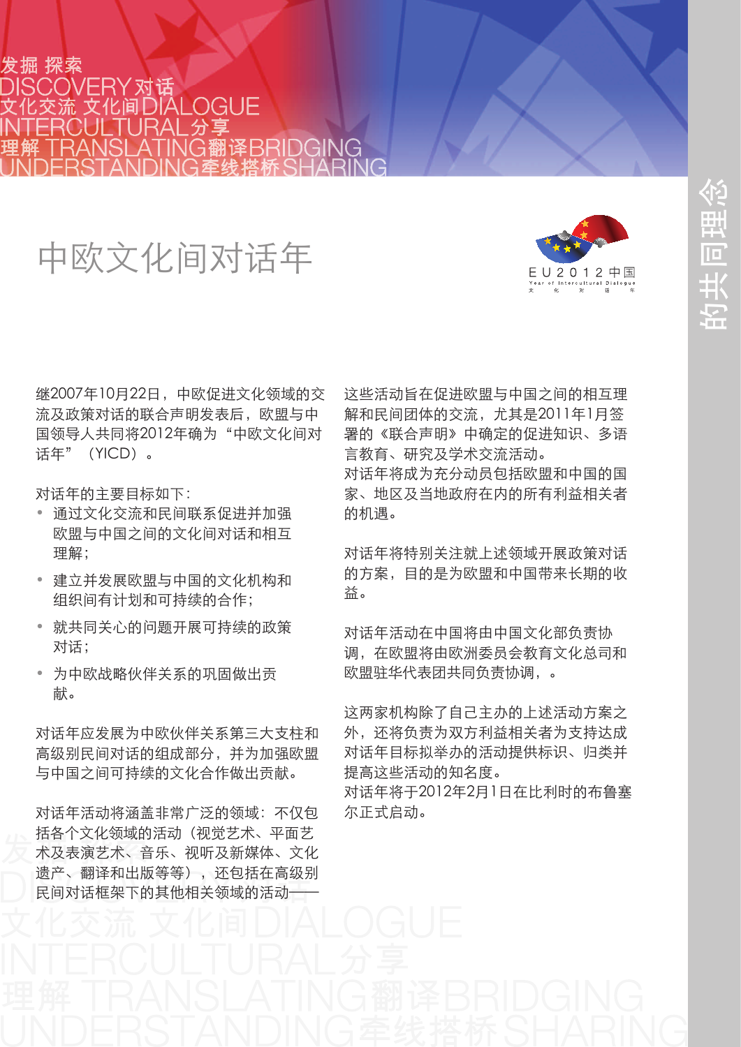发掘 探索
DISCOVERY对话
文化交流 文化间DIALOGUE
INTERCULTURAL分享
理解 TRANSLATING翻译BRIDGING
UNDERSTANDING牵线搭桥SHARING

的共同理念

# 中欧文化间对话年

EU 2012 中国
Year of Intercultural Dialogue
文 化 对 话 年

继2007年10月22日，中欧促进文化领域的交流及政策对话的联合声明发表后，欧盟与中国领导人共同将2012年确为“中欧文化间对话年”（YICD）。

对话年的主要目标如下：

- 通过文化交流和民间联系促进并加强欧盟与中国之间的文化间对话和相互理解；
- 建立并发展欧盟与中国的文化机构和组织间有计划和可持续的合作；
- 就共同关心的问题开展可持续的政策对话；
- 为中欧战略伙伴关系的巩固做出贡献。

对话年应发展为中欧伙伴关系第三大支柱和高级别民间对话的组成部分，并为加强欧盟与中国之间可持续的文化合作做出贡献。

对话年活动将涵盖非常广泛的领域：不仅包括各个文化领域的活动（视觉艺术、平面艺术及表演艺术、音乐、视听及新媒体、文化遗产、翻译和出版等等），还包括在高级别民间对话框架下的其他相关领域的活动——这些活动旨在促进欧盟与中国之间的相互理解和民间团体的交流，尤其是2011年1月签署的《联合声明》中确定的促进知识、多语言教育、研究及学术交流活动。
对话年将成为充分动员包括欧盟和中国的国家、地区及当地政府在内的所有利益相关者的机遇。

对话年将特别关注就上述领域开展政策对话的方案，目的是为欧盟和中国带来长期的收益。

对话年活动在中国将由中国文化部负责协调，在欧盟将由欧洲委员会教育文化总司和欧盟驻华代表团共同负责协调，。

这两家机构除了自己主办的上述活动方案之外，还将负责为双方利益相关者为支持达成对话年目标拟举办的活动提供标识、归类并提高这些活动的知名度。
对话年将于2012年2月1日在比利时的布鲁塞尔正式启动。

发掘 探索
DISCOVERY对话
文化交流 文化间DIALOGUE
INTERCULTURAL分享
理解 TRANSLATING翻译BRIDGING
UNDERSTANDING牵线搭桥SHARING